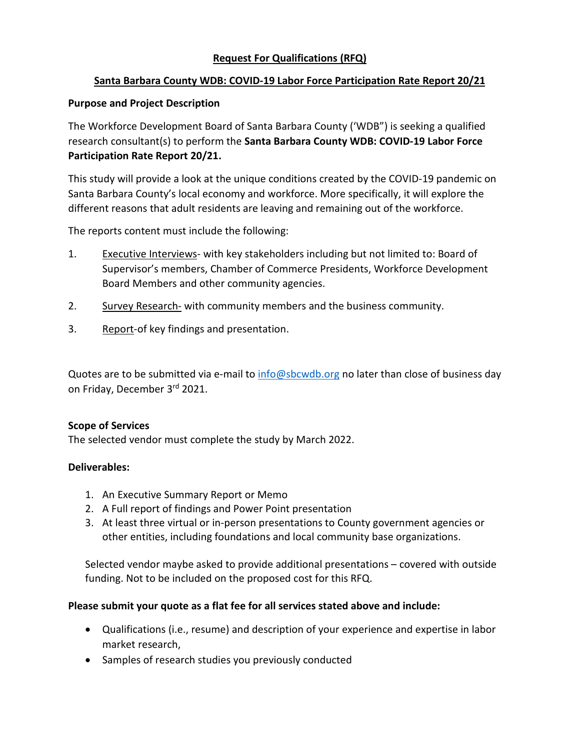# Request For Qualifications (RFQ)

## Santa Barbara County WDB: COVID-19 Labor Force Participation Rate Report 20/21

**Purpose and Project Description**

The Workforce Development Board of Santa Barbara County ('WDB") is seeking a qualified research consultant(s) to perform the **Santa Barbara County WDB: COVID-19 Labor Force Participation Rate Report 20/21.**

This study will provide a look at the unique conditions created by the COVID-19 pandemic on Santa Barbara County's local economy and workforce. More specifically, it will explore the different reasons that adult residents are leaving and remaining out of the workforce.

The reports content must include the following:

1. Executive Interviews- with key stakeholders including but not limited to: Board of Supervisor's members, Chamber of Commerce Presidents, Workforce Development Board Members and other community agencies.
2. Survey Research- with community members and the business community.
3. Report-of key findings and presentation.

Quotes are to be submitted via e-mail to [info@sbcwdb.org](mailto:info@sbcwdb.org) no later than close of business day on Friday, December 3rd 2021.

**Scope of Services**

The selected vendor must complete the study by March 2022.

**Deliverables:**

1. An Executive Summary Report or Memo
2. A Full report of findings and Power Point presentation
3. At least three virtual or in-person presentations to County government agencies or other entities, including foundations and local community base organizations.

Selected vendor maybe asked to provide additional presentations – covered with outside funding. Not to be included on the proposed cost for this RFQ.

**Please submit your quote as a flat fee for all services stated above and include:**

- Qualifications (i.e., resume) and description of your experience and expertise in labor market research,
- Samples of research studies you previously conducted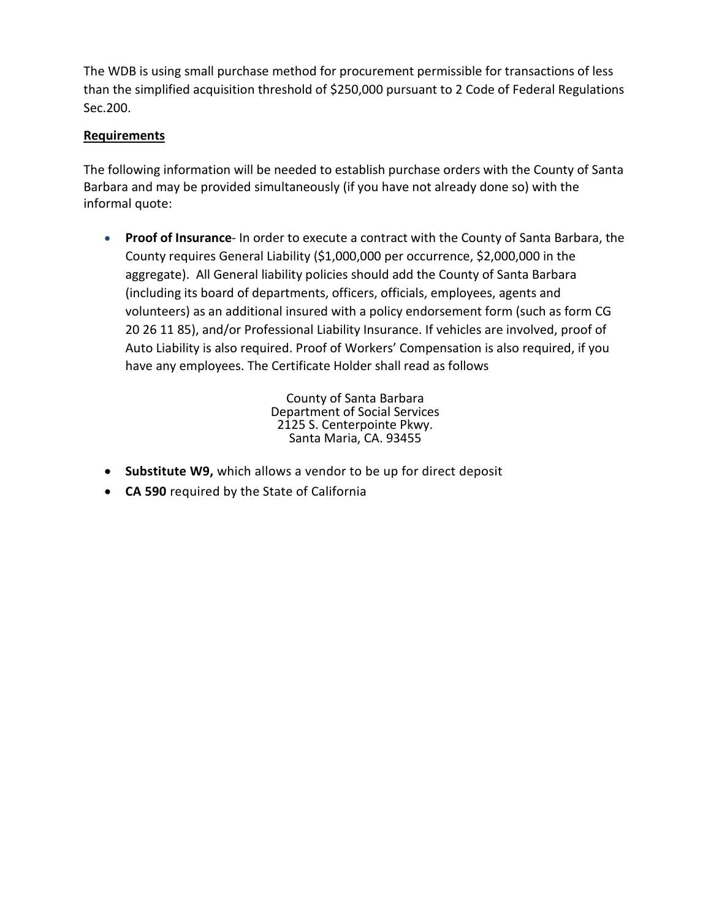The WDB is using small purchase method for procurement permissible for transactions of less than the simplified acquisition threshold of $250,000 pursuant to 2 Code of Federal Regulations Sec.200.

**Requirements**

The following information will be needed to establish purchase orders with the County of Santa Barbara and may be provided simultaneously (if you have not already done so) with the informal quote:

- **Proof of Insurance**- In order to execute a contract with the County of Santa Barbara, the County requires General Liability ($1,000,000 per occurrence, $2,000,000 in the aggregate). All General liability policies should add the County of Santa Barbara (including its board of departments, officers, officials, employees, agents and volunteers) as an additional insured with a policy endorsement form (such as form CG 20 26 11 85), and/or Professional Liability Insurance. If vehicles are involved, proof of Auto Liability is also required. Proof of Workers' Compensation is also required, if you have any employees. The Certificate Holder shall read as follows

  County of Santa Barbara
  Department of Social Services
  2125 S. Centerpointe Pkwy.
  Santa Maria, CA. 93455

- **Substitute W9,** which allows a vendor to be up for direct deposit
- **CA 590** required by the State of California